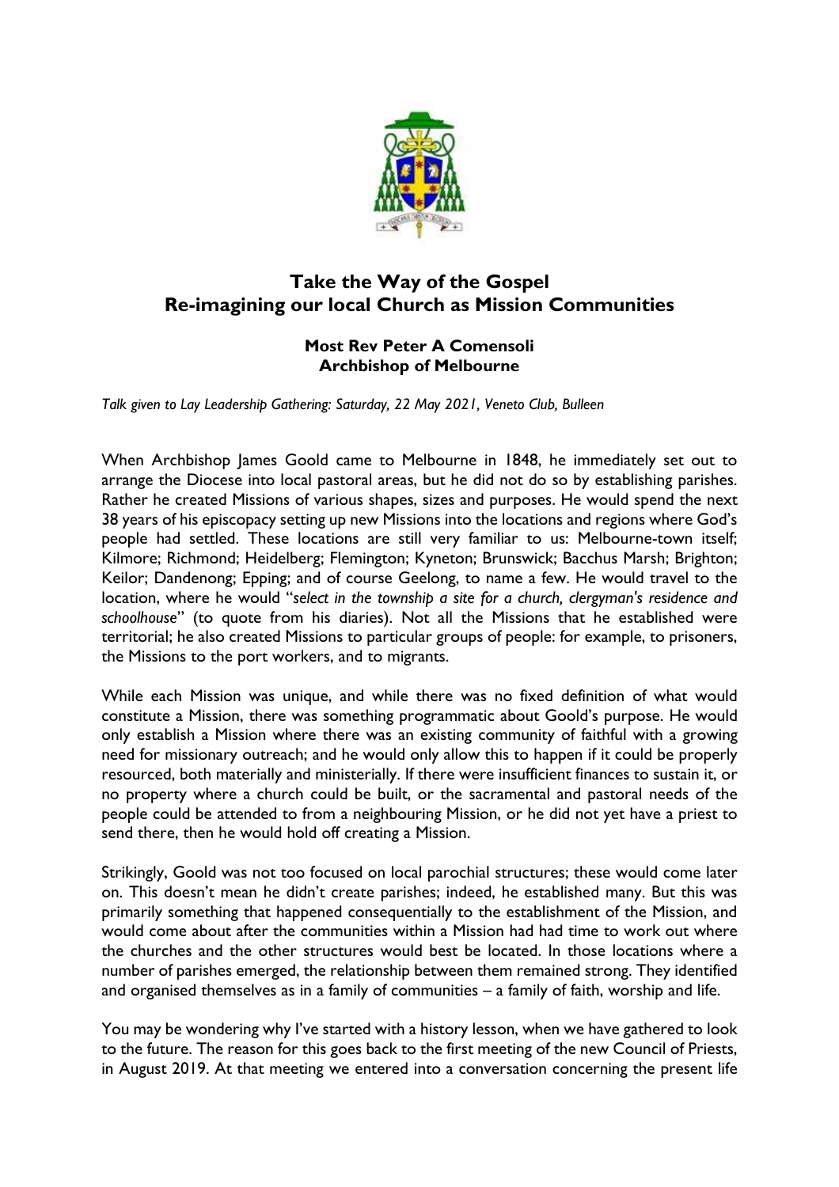# Take the Way of the Gospel
# Re-imagining our local Church as Mission Communities

**Most Rev Peter A Comensoli**
**Archbishop of Melbourne**

*Talk given to Lay Leadership Gathering: Saturday, 22 May 2021, Veneto Club, Bulleen*

When Archbishop James Goold came to Melbourne in 1848, he immediately set out to arrange the Diocese into local pastoral areas, but he did not do so by establishing parishes. Rather he created Missions of various shapes, sizes and purposes. He would spend the next 38 years of his episcopacy setting up new Missions into the locations and regions where God's people had settled. These locations are still very familiar to us: Melbourne-town itself; Kilmore; Richmond; Heidelberg; Flemington; Kyneton; Brunswick; Bacchus Marsh; Brighton; Keilor; Dandenong; Epping; and of course Geelong, to name a few. He would travel to the location, where he would "*select in the township a site for a church, clergyman's residence and schoolhouse*" (to quote from his diaries). Not all the Missions that he established were territorial; he also created Missions to particular groups of people: for example, to prisoners, the Missions to the port workers, and to migrants.

While each Mission was unique, and while there was no fixed definition of what would constitute a Mission, there was something programmatic about Goold's purpose. He would only establish a Mission where there was an existing community of faithful with a growing need for missionary outreach; and he would only allow this to happen if it could be properly resourced, both materially and ministerially. If there were insufficient finances to sustain it, or no property where a church could be built, or the sacramental and pastoral needs of the people could be attended to from a neighbouring Mission, or he did not yet have a priest to send there, then he would hold off creating a Mission.

Strikingly, Goold was not too focused on local parochial structures; these would come later on. This doesn't mean he didn't create parishes; indeed, he established many. But this was primarily something that happened consequentially to the establishment of the Mission, and would come about after the communities within a Mission had had time to work out where the churches and the other structures would best be located. In those locations where a number of parishes emerged, the relationship between them remained strong. They identified and organised themselves as in a family of communities – a family of faith, worship and life.

You may be wondering why I've started with a history lesson, when we have gathered to look to the future. The reason for this goes back to the first meeting of the new Council of Priests, in August 2019. At that meeting we entered into a conversation concerning the present life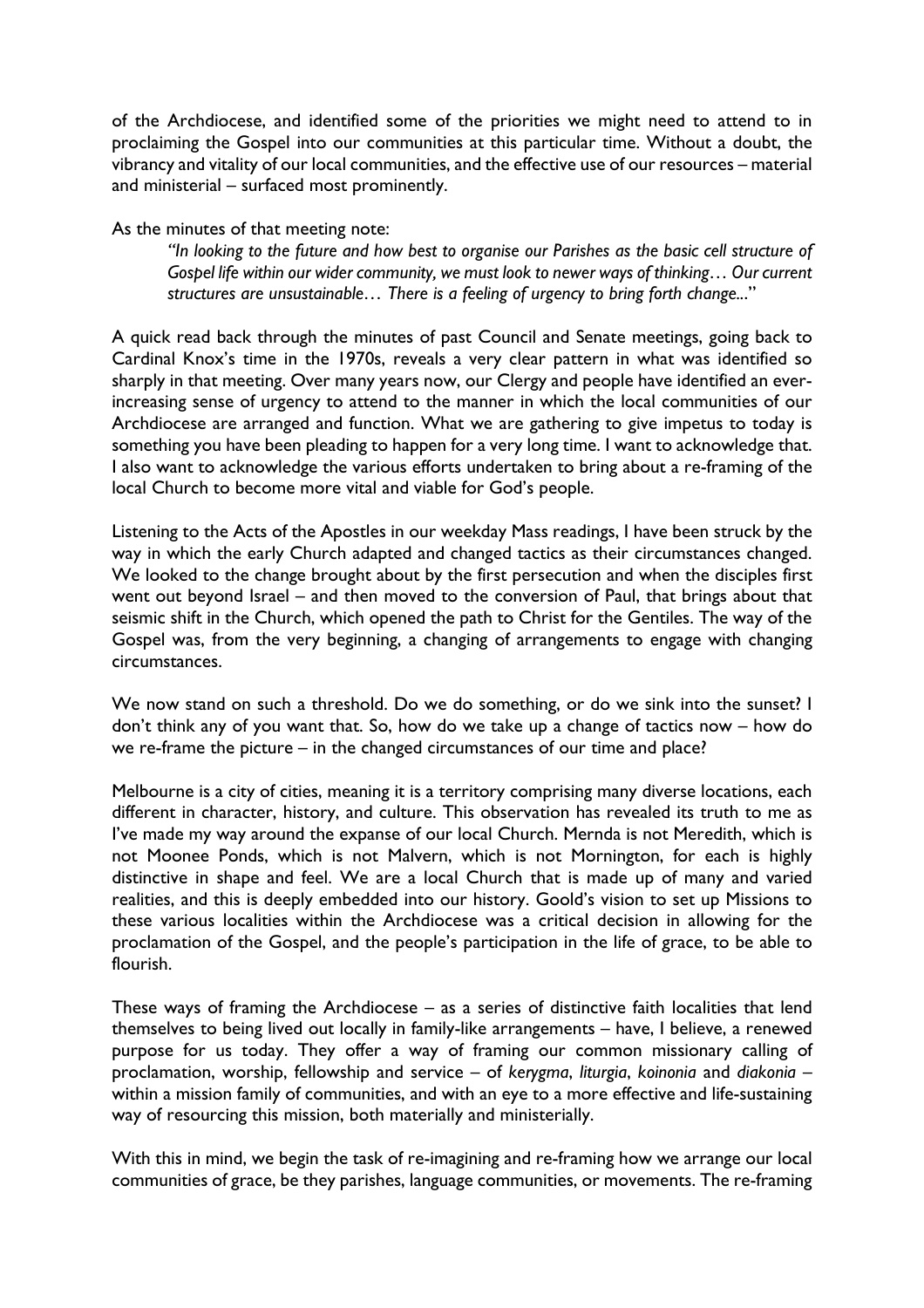of the Archdiocese, and identified some of the priorities we might need to attend to in proclaiming the Gospel into our communities at this particular time. Without a doubt, the vibrancy and vitality of our local communities, and the effective use of our resources – material and ministerial – surfaced most prominently.

As the minutes of that meeting note:

> *"In looking to the future and how best to organise our Parishes as the basic cell structure of Gospel life within our wider community, we must look to newer ways of thinking… Our current structures are unsustainable… There is a feeling of urgency to bring forth change..."*

A quick read back through the minutes of past Council and Senate meetings, going back to Cardinal Knox's time in the 1970s, reveals a very clear pattern in what was identified so sharply in that meeting. Over many years now, our Clergy and people have identified an ever-increasing sense of urgency to attend to the manner in which the local communities of our Archdiocese are arranged and function. What we are gathering to give impetus to today is something you have been pleading to happen for a very long time. I want to acknowledge that. I also want to acknowledge the various efforts undertaken to bring about a re-framing of the local Church to become more vital and viable for God's people.

Listening to the Acts of the Apostles in our weekday Mass readings, I have been struck by the way in which the early Church adapted and changed tactics as their circumstances changed. We looked to the change brought about by the first persecution and when the disciples first went out beyond Israel – and then moved to the conversion of Paul, that brings about that seismic shift in the Church, which opened the path to Christ for the Gentiles. The way of the Gospel was, from the very beginning, a changing of arrangements to engage with changing circumstances.

We now stand on such a threshold. Do we do something, or do we sink into the sunset? I don't think any of you want that. So, how do we take up a change of tactics now – how do we re-frame the picture – in the changed circumstances of our time and place?

Melbourne is a city of cities, meaning it is a territory comprising many diverse locations, each different in character, history, and culture. This observation has revealed its truth to me as I've made my way around the expanse of our local Church. Mernda is not Meredith, which is not Moonee Ponds, which is not Malvern, which is not Mornington, for each is highly distinctive in shape and feel. We are a local Church that is made up of many and varied realities, and this is deeply embedded into our history. Goold's vision to set up Missions to these various localities within the Archdiocese was a critical decision in allowing for the proclamation of the Gospel, and the people's participation in the life of grace, to be able to flourish.

These ways of framing the Archdiocese – as a series of distinctive faith localities that lend themselves to being lived out locally in family-like arrangements – have, I believe, a renewed purpose for us today. They offer a way of framing our common missionary calling of proclamation, worship, fellowship and service – of *kerygma*, *liturgia*, *koinonia* and *diakonia* – within a mission family of communities, and with an eye to a more effective and life-sustaining way of resourcing this mission, both materially and ministerially.

With this in mind, we begin the task of re-imagining and re-framing how we arrange our local communities of grace, be they parishes, language communities, or movements. The re-framing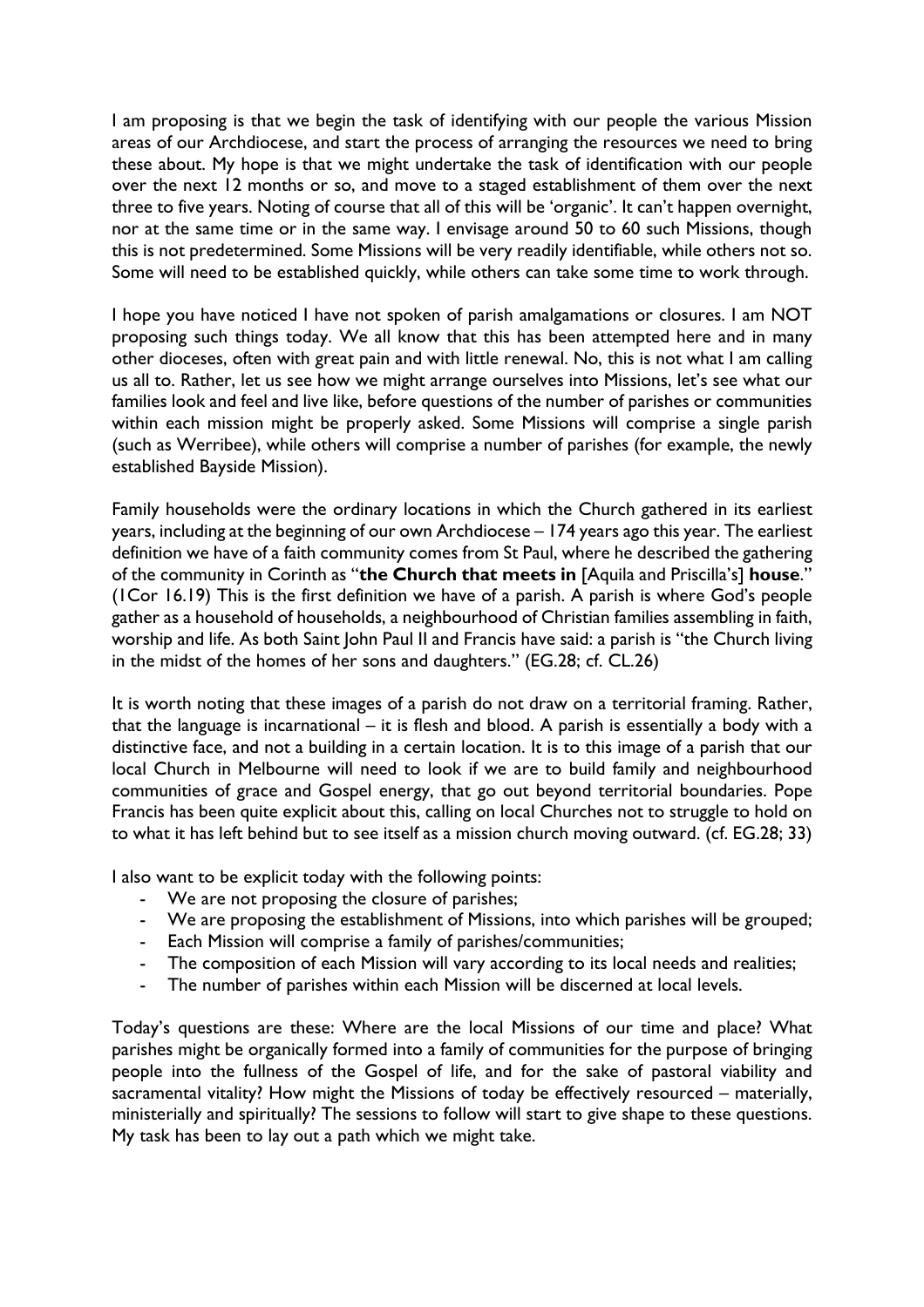I am proposing is that we begin the task of identifying with our people the various Mission areas of our Archdiocese, and start the process of arranging the resources we need to bring these about. My hope is that we might undertake the task of identification with our people over the next 12 months or so, and move to a staged establishment of them over the next three to five years. Noting of course that all of this will be 'organic'. It can't happen overnight, nor at the same time or in the same way. I envisage around 50 to 60 such Missions, though this is not predetermined. Some Missions will be very readily identifiable, while others not so. Some will need to be established quickly, while others can take some time to work through.

I hope you have noticed I have not spoken of parish amalgamations or closures. I am NOT proposing such things today. We all know that this has been attempted here and in many other dioceses, often with great pain and with little renewal. No, this is not what I am calling us all to. Rather, let us see how we might arrange ourselves into Missions, let's see what our families look and feel and live like, before questions of the number of parishes or communities within each mission might be properly asked. Some Missions will comprise a single parish (such as Werribee), while others will comprise a number of parishes (for example, the newly established Bayside Mission).

Family households were the ordinary locations in which the Church gathered in its earliest years, including at the beginning of our own Archdiocese – 174 years ago this year. The earliest definition we have of a faith community comes from St Paul, where he described the gathering of the community in Corinth as "**the Church that meets in** [Aquila and Priscilla's] **house**." (1Cor 16.19) This is the first definition we have of a parish. A parish is where God's people gather as a household of households, a neighbourhood of Christian families assembling in faith, worship and life. As both Saint John Paul II and Francis have said: a parish is "the Church living in the midst of the homes of her sons and daughters." (EG.28; cf. CL.26)

It is worth noting that these images of a parish do not draw on a territorial framing. Rather, that the language is incarnational – it is flesh and blood. A parish is essentially a body with a distinctive face, and not a building in a certain location. It is to this image of a parish that our local Church in Melbourne will need to look if we are to build family and neighbourhood communities of grace and Gospel energy, that go out beyond territorial boundaries. Pope Francis has been quite explicit about this, calling on local Churches not to struggle to hold on to what it has left behind but to see itself as a mission church moving outward. (cf. EG.28; 33)

I also want to be explicit today with the following points:

- We are not proposing the closure of parishes;
- We are proposing the establishment of Missions, into which parishes will be grouped;
- Each Mission will comprise a family of parishes/communities;
- The composition of each Mission will vary according to its local needs and realities;
- The number of parishes within each Mission will be discerned at local levels.

Today's questions are these: Where are the local Missions of our time and place? What parishes might be organically formed into a family of communities for the purpose of bringing people into the fullness of the Gospel of life, and for the sake of pastoral viability and sacramental vitality? How might the Missions of today be effectively resourced – materially, ministerially and spiritually? The sessions to follow will start to give shape to these questions. My task has been to lay out a path which we might take.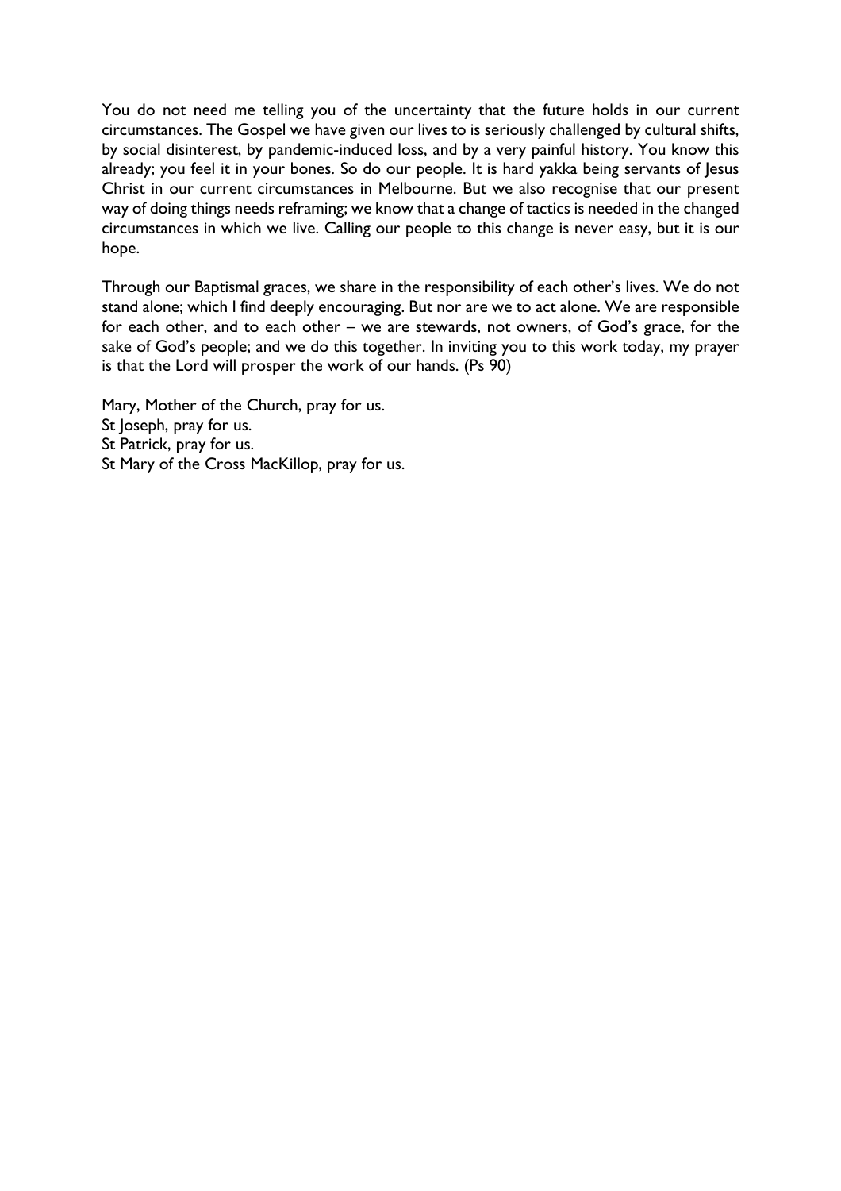You do not need me telling you of the uncertainty that the future holds in our current circumstances. The Gospel we have given our lives to is seriously challenged by cultural shifts, by social disinterest, by pandemic-induced loss, and by a very painful history. You know this already; you feel it in your bones. So do our people. It is hard yakka being servants of Jesus Christ in our current circumstances in Melbourne. But we also recognise that our present way of doing things needs reframing; we know that a change of tactics is needed in the changed circumstances in which we live. Calling our people to this change is never easy, but it is our hope.

Through our Baptismal graces, we share in the responsibility of each other's lives. We do not stand alone; which I find deeply encouraging. But nor are we to act alone. We are responsible for each other, and to each other – we are stewards, not owners, of God's grace, for the sake of God's people; and we do this together. In inviting you to this work today, my prayer is that the Lord will prosper the work of our hands. (Ps 90)

Mary, Mother of the Church, pray for us.
St Joseph, pray for us.
St Patrick, pray for us.
St Mary of the Cross MacKillop, pray for us.